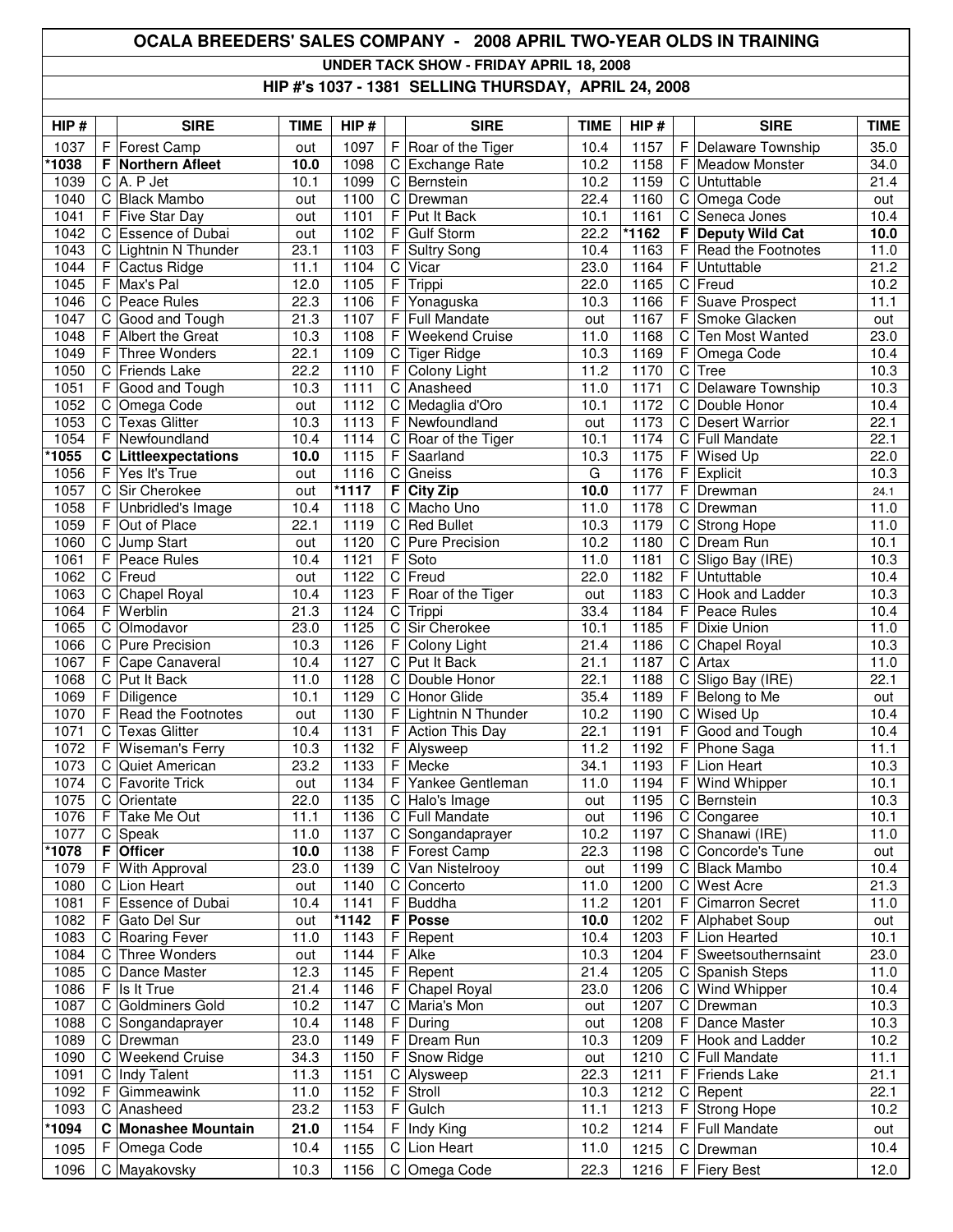# OCALA BREEDERS' SALES COMPANY - 2008 APRIL TWO-YEAR OLDS IN TRAINING

## UNDER TACK SHOW - FRIDAY APRIL 18, 2008

## HIP #'s 1037 - 1381 SELLING THURSDAY, APRIL 24, 2008

| HIP # | | SIRE | TIME | HIP # | | SIRE | TIME | HIP # | | SIRE | TIME |
|---|---|---|---|---|---|---|---|---|---|---|---|
| 1037 | F | Forest Camp | out | 1097 | F | Roar of the Tiger | 10.4 | 1157 | F | Delaware Township | 35.0 |
| **\*1038** | **F** | **Northern Afleet** | **10.0** | 1098 | C | Exchange Rate | 10.2 | 1158 | F | Meadow Monster | 34.0 |
| 1039 | C | A. P Jet | 10.1 | 1099 | C | Bernstein | 10.2 | 1159 | C | Untuttable | 21.4 |
| 1040 | C | Black Mambo | out | 1100 | C | Drewman | 22.4 | 1160 | C | Omega Code | out |
| 1041 | F | Five Star Day | out | 1101 | F | Put It Back | 10.1 | 1161 | C | Seneca Jones | 10.4 |
| 1042 | C | Essence of Dubai | out | 1102 | F | Gulf Storm | 22.2 | **\*1162** | **F** | **Deputy Wild Cat** | **10.0** |
| 1043 | C | Lightnin N Thunder | 23.1 | 1103 | F | Sultry Song | 10.4 | 1163 | F | Read the Footnotes | 11.0 |
| 1044 | F | Cactus Ridge | 11.1 | 1104 | C | Vicar | 23.0 | 1164 | F | Untuttable | 21.2 |
| 1045 | F | Max's Pal | 12.0 | 1105 | F | Trippi | 22.0 | 1165 | C | Freud | 10.2 |
| 1046 | C | Peace Rules | 22.3 | 1106 | F | Yonaguska | 10.3 | 1166 | F | Suave Prospect | 11.1 |
| 1047 | C | Good and Tough | 21.3 | 1107 | F | Full Mandate | out | 1167 | F | Smoke Glacken | out |
| 1048 | F | Albert the Great | 10.3 | 1108 | F | Weekend Cruise | 11.0 | 1168 | C | Ten Most Wanted | 23.0 |
| 1049 | F | Three Wonders | 22.1 | 1109 | C | Tiger Ridge | 10.3 | 1169 | F | Omega Code | 10.4 |
| 1050 | C | Friends Lake | 22.2 | 1110 | F | Colony Light | 11.2 | 1170 | C | Tree | 10.3 |
| 1051 | F | Good and Tough | 10.3 | 1111 | C | Anasheed | 11.0 | 1171 | C | Delaware Township | 10.3 |
| 1052 | C | Omega Code | out | 1112 | C | Medaglia d'Oro | 10.1 | 1172 | C | Double Honor | 10.4 |
| 1053 | C | Texas Glitter | 10.3 | 1113 | F | Newfoundland | out | 1173 | C | Desert Warrior | 22.1 |
| 1054 | F | Newfoundland | 10.4 | 1114 | C | Roar of the Tiger | 10.1 | 1174 | C | Full Mandate | 22.1 |
| **\*1055** | **C** | **Littleexpectations** | **10.0** | 1115 | F | Saarland | 10.3 | 1175 | F | Wised Up | 22.0 |
| 1056 | F | Yes It's True | out | 1116 | C | Gneiss | G | 1176 | F | Explicit | 10.3 |
| 1057 | C | Sir Cherokee | out | **\*1117** | **F** | **City Zip** | **10.0** | 1177 | F | Drewman | 24.1 |
| 1058 | F | Unbridled's Image | 10.4 | 1118 | C | Macho Uno | 11.0 | 1178 | C | Drewman | 11.0 |
| 1059 | F | Out of Place | 22.1 | 1119 | C | Red Bullet | 10.3 | 1179 | C | Strong Hope | 11.0 |
| 1060 | C | Jump Start | out | 1120 | C | Pure Precision | 10.2 | 1180 | C | Dream Run | 10.1 |
| 1061 | F | Peace Rules | 10.4 | 1121 | F | Soto | 11.0 | 1181 | C | Sligo Bay (IRE) | 10.3 |
| 1062 | C | Freud | out | 1122 | C | Freud | 22.0 | 1182 | F | Untuttable | 10.4 |
| 1063 | C | Chapel Royal | 10.4 | 1123 | F | Roar of the Tiger | out | 1183 | C | Hook and Ladder | 10.3 |
| 1064 | F | Werblin | 21.3 | 1124 | C | Trippi | 33.4 | 1184 | F | Peace Rules | 10.4 |
| 1065 | C | Olmodavor | 23.0 | 1125 | C | Sir Cherokee | 10.1 | 1185 | F | Dixie Union | 11.0 |
| 1066 | C | Pure Precision | 10.3 | 1126 | F | Colony Light | 21.4 | 1186 | C | Chapel Royal | 10.3 |
| 1067 | F | Cape Canaveral | 10.4 | 1127 | C | Put It Back | 21.1 | 1187 | C | Artax | 11.0 |
| 1068 | C | Put It Back | 11.0 | 1128 | C | Double Honor | 22.1 | 1188 | C | Sligo Bay (IRE) | 22.1 |
| 1069 | F | Diligence | 10.1 | 1129 | C | Honor Glide | 35.4 | 1189 | F | Belong to Me | out |
| 1070 | F | Read the Footnotes | out | 1130 | F | Lightnin N Thunder | 10.2 | 1190 | C | Wised Up | 10.4 |
| 1071 | C | Texas Glitter | 10.4 | 1131 | F | Action This Day | 22.1 | 1191 | F | Good and Tough | 10.4 |
| 1072 | F | Wiseman's Ferry | 10.3 | 1132 | F | Alysweep | 11.2 | 1192 | F | Phone Saga | 11.1 |
| 1073 | C | Quiet American | 23.2 | 1133 | F | Mecke | 34.1 | 1193 | F | Lion Heart | 10.3 |
| 1074 | C | Favorite Trick | out | 1134 | F | Yankee Gentleman | 11.0 | 1194 | F | Wind Whipper | 10.1 |
| 1075 | C | Orientate | 22.0 | 1135 | C | Halo's Image | out | 1195 | C | Bernstein | 10.3 |
| 1076 | F | Take Me Out | 11.1 | 1136 | C | Full Mandate | out | 1196 | C | Congaree | 10.1 |
| 1077 | C | Speak | 11.0 | 1137 | C | Songandaprayer | 10.2 | 1197 | C | Shanawi (IRE) | 11.0 |
| **\*1078** | **F** | **Officer** | **10.0** | 1138 | F | Forest Camp | 22.3 | 1198 | C | Concorde's Tune | out |
| 1079 | F | With Approval | 23.0 | 1139 | C | Van Nistelrooy | out | 1199 | C | Black Mambo | 10.4 |
| 1080 | C | Lion Heart | out | 1140 | C | Concerto | 11.0 | 1200 | C | West Acre | 21.3 |
| 1081 | F | Essence of Dubai | 10.4 | 1141 | F | Buddha | 11.2 | 1201 | F | Cimarron Secret | 11.0 |
| 1082 | F | Gato Del Sur | out | **\*1142** | **F** | **Posse** | **10.0** | 1202 | F | Alphabet Soup | out |
| 1083 | C | Roaring Fever | 11.0 | 1143 | F | Repent | 10.4 | 1203 | F | Lion Hearted | 10.1 |
| 1084 | C | Three Wonders | out | 1144 | F | Alke | 10.3 | 1204 | F | Sweetsouthernsaint | 23.0 |
| 1085 | C | Dance Master | 12.3 | 1145 | F | Repent | 21.4 | 1205 | C | Spanish Steps | 11.0 |
| 1086 | F | Is It True | 21.4 | 1146 | F | Chapel Royal | 23.0 | 1206 | C | Wind Whipper | 10.4 |
| 1087 | C | Goldminers Gold | 10.2 | 1147 | C | Maria's Mon | out | 1207 | C | Drewman | 10.3 |
| 1088 | C | Songandaprayer | 10.4 | 1148 | F | During | out | 1208 | F | Dance Master | 10.3 |
| 1089 | C | Drewman | 23.0 | 1149 | F | Dream Run | 10.3 | 1209 | F | Hook and Ladder | 10.2 |
| 1090 | C | Weekend Cruise | 34.3 | 1150 | F | Snow Ridge | out | 1210 | C | Full Mandate | 11.1 |
| 1091 | C | Indy Talent | 11.3 | 1151 | C | Alysweep | 22.3 | 1211 | F | Friends Lake | 21.1 |
| 1092 | F | Gimmeawink | 11.0 | 1152 | F | Stroll | 10.3 | 1212 | C | Repent | 22.1 |
| 1093 | C | Anasheed | 23.2 | 1153 | F | Gulch | 11.1 | 1213 | F | Strong Hope | 10.2 |
| **\*1094** | **C** | **Monashee Mountain** | **21.0** | 1154 | F | Indy King | 10.2 | 1214 | F | Full Mandate | out |
| 1095 | F | Omega Code | 10.4 | 1155 | C | Lion Heart | 11.0 | 1215 | C | Drewman | 10.4 |
| 1096 | C | Mayakovsky | 10.3 | 1156 | C | Omega Code | 22.3 | 1216 | F | Fiery Best | 12.0 |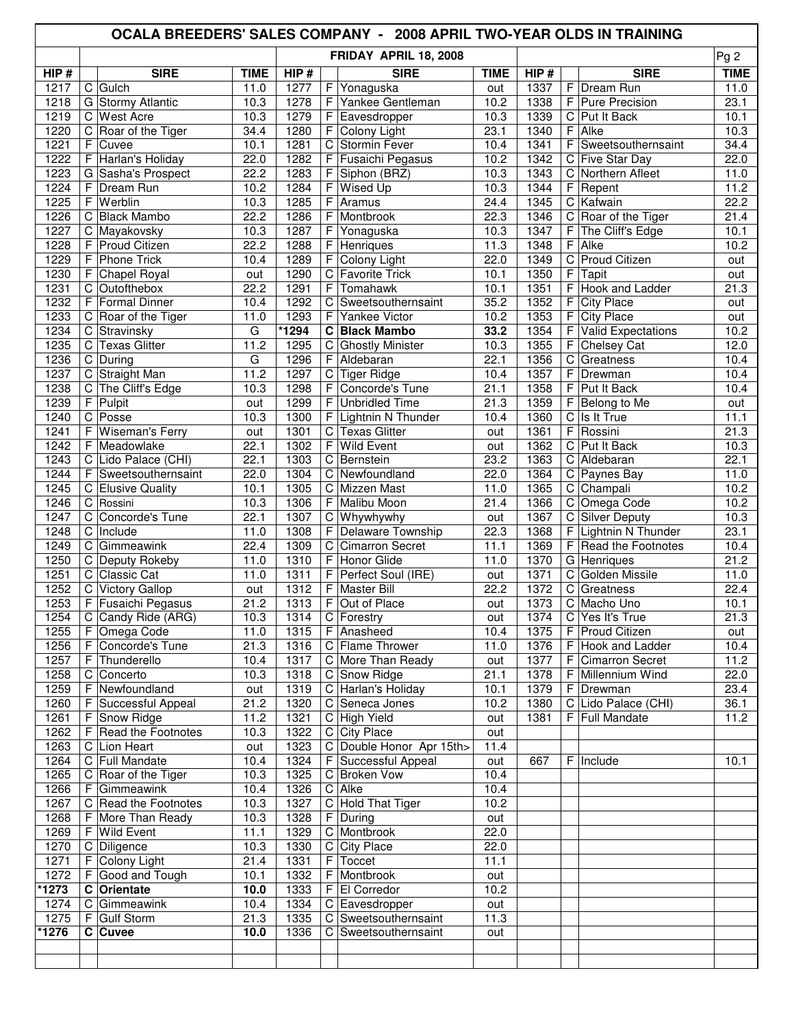# OCALA BREEDERS' SALES COMPANY - 2008 APRIL TWO-YEAR OLDS IN TRAINING

## FRIDAY APRIL 18, 2008

| HIP # | | SIRE | TIME | HIP # | | SIRE | TIME | HIP # | | SIRE | TIME |
|---|---|---|---|---|---|---|---|---|---|---|---|
| 1217 | C | Gulch | 11.0 | 1277 | F | Yonaguska | out | 1337 | F | Dream Run | 11.0 |
| 1218 | G | Stormy Atlantic | 10.3 | 1278 | F | Yankee Gentleman | 10.2 | 1338 | F | Pure Precision | 23.1 |
| 1219 | C | West Acre | 10.3 | 1279 | F | Eavesdropper | 10.3 | 1339 | C | Put It Back | 10.1 |
| 1220 | C | Roar of the Tiger | 34.4 | 1280 | F | Colony Light | 23.1 | 1340 | F | Alke | 10.3 |
| 1221 | F | Cuvee | 10.1 | 1281 | C | Stormin Fever | 10.4 | 1341 | F | Sweetsouthernsaint | 34.4 |
| 1222 | F | Harlan's Holiday | 22.0 | 1282 | F | Fusaichi Pegasus | 10.2 | 1342 | C | Five Star Day | 22.0 |
| 1223 | G | Sasha's Prospect | 22.2 | 1283 | F | Siphon (BRZ) | 10.3 | 1343 | C | Northern Afleet | 11.0 |
| 1224 | F | Dream Run | 10.2 | 1284 | F | Wised Up | 10.3 | 1344 | F | Repent | 11.2 |
| 1225 | F | Werblin | 10.3 | 1285 | F | Aramus | 24.4 | 1345 | C | Kafwain | 22.2 |
| 1226 | C | Black Mambo | 22.2 | 1286 | F | Montbrook | 22.3 | 1346 | C | Roar of the Tiger | 21.4 |
| 1227 | C | Mayakovsky | 10.3 | 1287 | F | Yonaguska | 10.3 | 1347 | F | The Cliff's Edge | 10.1 |
| 1228 | F | Proud Citizen | 22.2 | 1288 | F | Henriques | 11.3 | 1348 | F | Alke | 10.2 |
| 1229 | F | Phone Trick | 10.4 | 1289 | F | Colony Light | 22.0 | 1349 | C | Proud Citizen | out |
| 1230 | F | Chapel Royal | out | 1290 | C | Favorite Trick | 10.1 | 1350 | F | Tapit | out |
| 1231 | C | Outofthebox | 22.2 | 1291 | F | Tomahawk | 10.1 | 1351 | F | Hook and Ladder | 21.3 |
| 1232 | F | Formal Dinner | 10.4 | 1292 | C | Sweetsouthernsaint | 35.2 | 1352 | F | City Place | out |
| 1233 | C | Roar of the Tiger | 11.0 | 1293 | F | Yankee Victor | 10.2 | 1353 | F | City Place | out |
| 1234 | C | Stravinsky | G | **\*1294** | **C** | **Black Mambo** | **33.2** | 1354 | F | Valid Expectations | 10.2 |
| 1235 | C | Texas Glitter | 11.2 | 1295 | C | Ghostly Minister | 10.3 | 1355 | F | Chelsey Cat | 12.0 |
| 1236 | C | During | G | 1296 | F | Aldebaran | 22.1 | 1356 | C | Greatness | 10.4 |
| 1237 | C | Straight Man | 11.2 | 1297 | C | Tiger Ridge | 10.4 | 1357 | F | Drewman | 10.4 |
| 1238 | C | The Cliff's Edge | 10.3 | 1298 | F | Concorde's Tune | 21.1 | 1358 | F | Put It Back | 10.4 |
| 1239 | F | Pulpit | out | 1299 | F | Unbridled Time | 21.3 | 1359 | F | Belong to Me | out |
| 1240 | C | Posse | 10.3 | 1300 | F | Lightnin N Thunder | 10.4 | 1360 | C | Is It True | 11.1 |
| 1241 | F | Wiseman's Ferry | out | 1301 | C | Texas Glitter | out | 1361 | F | Rossini | 21.3 |
| 1242 | F | Meadowlake | 22.1 | 1302 | F | Wild Event | out | 1362 | C | Put It Back | 10.3 |
| 1243 | C | Lido Palace (CHI) | 22.1 | 1303 | C | Bernstein | 23.2 | 1363 | C | Aldebaran | 22.1 |
| 1244 | F | Sweetsouthernsaint | 22.0 | 1304 | C | Newfoundland | 22.0 | 1364 | C | Paynes Bay | 11.0 |
| 1245 | C | Elusive Quality | 10.1 | 1305 | C | Mizzen Mast | 11.0 | 1365 | C | Champali | 10.2 |
| 1246 | C | Rossini | 10.3 | 1306 | F | Malibu Moon | 21.4 | 1366 | C | Omega Code | 10.2 |
| 1247 | C | Concorde's Tune | 22.1 | 1307 | C | Whywhywhy | out | 1367 | C | Silver Deputy | 10.3 |
| 1248 | C | Include | 11.0 | 1308 | F | Delaware Township | 22.3 | 1368 | F | Lightnin N Thunder | 23.1 |
| 1249 | C | Gimmeawink | 22.4 | 1309 | C | Cimarron Secret | 11.1 | 1369 | F | Read the Footnotes | 10.4 |
| 1250 | C | Deputy Rokeby | 11.0 | 1310 | F | Honor Glide | 11.0 | 1370 | G | Henriques | 21.2 |
| 1251 | C | Classic Cat | 11.0 | 1311 | F | Perfect Soul (IRE) | out | 1371 | C | Golden Missile | 11.0 |
| 1252 | C | Victory Gallop | out | 1312 | F | Master Bill | 22.2 | 1372 | C | Greatness | 22.4 |
| 1253 | F | Fusaichi Pegasus | 21.2 | 1313 | F | Out of Place | out | 1373 | C | Macho Uno | 10.1 |
| 1254 | C | Candy Ride (ARG) | 10.3 | 1314 | C | Forestry | out | 1374 | C | Yes It's True | 21.3 |
| 1255 | F | Omega Code | 11.0 | 1315 | F | Anasheed | 10.4 | 1375 | F | Proud Citizen | out |
| 1256 | F | Concorde's Tune | 21.3 | 1316 | C | Flame Thrower | 11.0 | 1376 | F | Hook and Ladder | 10.4 |
| 1257 | F | Thunderello | 10.4 | 1317 | C | More Than Ready | out | 1377 | F | Cimarron Secret | 11.2 |
| 1258 | C | Concerto | 10.3 | 1318 | C | Snow Ridge | 21.1 | 1378 | F | Millennium Wind | 22.0 |
| 1259 | F | Newfoundland | out | 1319 | C | Harlan's Holiday | 10.1 | 1379 | F | Drewman | 23.4 |
| 1260 | F | Successful Appeal | 21.2 | 1320 | C | Seneca Jones | 10.2 | 1380 | C | Lido Palace (CHI) | 36.1 |
| 1261 | F | Snow Ridge | 11.2 | 1321 | C | High Yield | out | 1381 | F | Full Mandate | 11.2 |
| 1262 | F | Read the Footnotes | 10.3 | 1322 | C | City Place | out | | | | |
| 1263 | C | Lion Heart | out | 1323 | C | Double Honor Apr 15th> | 11.4 | | | | |
| 1264 | C | Full Mandate | 10.4 | 1324 | F | Successful Appeal | out | 667 | F | Include | 10.1 |
| 1265 | C | Roar of the Tiger | 10.3 | 1325 | C | Broken Vow | 10.4 | | | | |
| 1266 | F | Gimmeawink | 10.4 | 1326 | C | Alke | 10.4 | | | | |
| 1267 | C | Read the Footnotes | 10.3 | 1327 | C | Hold That Tiger | 10.2 | | | | |
| 1268 | F | More Than Ready | 10.3 | 1328 | F | During | out | | | | |
| 1269 | F | Wild Event | 11.1 | 1329 | C | Montbrook | 22.0 | | | | |
| 1270 | C | Diligence | 10.3 | 1330 | C | City Place | 22.0 | | | | |
| 1271 | F | Colony Light | 21.4 | 1331 | F | Toccet | 11.1 | | | | |
| 1272 | F | Good and Tough | 10.1 | 1332 | F | Montbrook | out | | | | |
| **\*1273** | **C** | **Orientate** | **10.0** | 1333 | F | El Corredor | 10.2 | | | | |
| 1274 | C | Gimmeawink | 10.4 | 1334 | C | Eavesdropper | out | | | | |
| 1275 | F | Gulf Storm | 21.3 | 1335 | C | Sweetsouthernsaint | 11.3 | | | | |
| **\*1276** | **C** | **Cuvee** | **10.0** | 1336 | C | Sweetsouthernsaint | out | | | | |